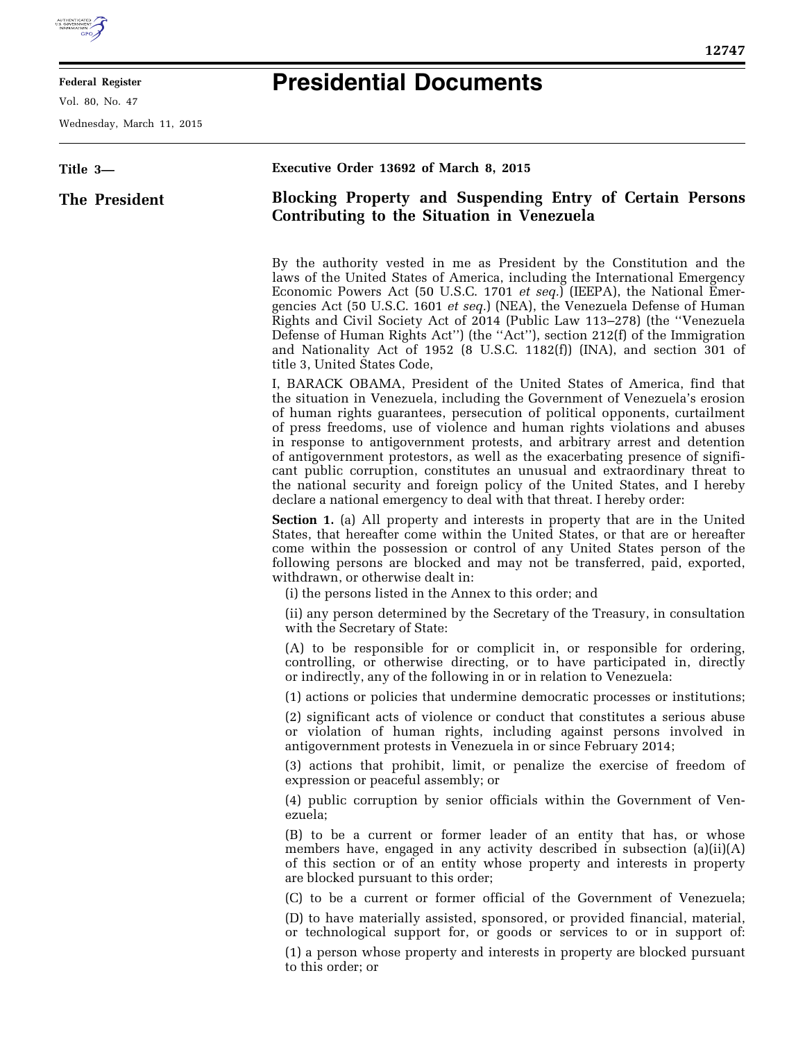# Presidential Documents

**Title 3—**

**The President**

**Executive Order 13692 of March 8, 2015**

## Blocking Property and Suspending Entry of Certain Persons Contributing to the Situation in Venezuela

By the authority vested in me as President by the Constitution and the laws of the United States of America, including the International Emergency Economic Powers Act (50 U.S.C. 1701 *et seq.*) (IEEPA), the National Emergencies Act (50 U.S.C. 1601 *et seq.*) (NEA), the Venezuela Defense of Human Rights and Civil Society Act of 2014 (Public Law 113–278) (the ''Venezuela Defense of Human Rights Act'') (the ''Act''), section 212(f) of the Immigration and Nationality Act of 1952 (8 U.S.C. 1182(f)) (INA), and section 301 of title 3, United States Code,

I, BARACK OBAMA, President of the United States of America, find that the situation in Venezuela, including the Government of Venezuela's erosion of human rights guarantees, persecution of political opponents, curtailment of press freedoms, use of violence and human rights violations and abuses in response to antigovernment protests, and arbitrary arrest and detention of antigovernment protestors, as well as the exacerbating presence of significant public corruption, constitutes an unusual and extraordinary threat to the national security and foreign policy of the United States, and I hereby declare a national emergency to deal with that threat. I hereby order:

**Section 1.** (a) All property and interests in property that are in the United States, that hereafter come within the United States, or that are or hereafter come within the possession or control of any United States person of the following persons are blocked and may not be transferred, paid, exported, withdrawn, or otherwise dealt in:

(i) the persons listed in the Annex to this order; and

(ii) any person determined by the Secretary of the Treasury, in consultation with the Secretary of State:

(A) to be responsible for or complicit in, or responsible for ordering, controlling, or otherwise directing, or to have participated in, directly or indirectly, any of the following in or in relation to Venezuela:

(1) actions or policies that undermine democratic processes or institutions;

(2) significant acts of violence or conduct that constitutes a serious abuse or violation of human rights, including against persons involved in antigovernment protests in Venezuela in or since February 2014;

(3) actions that prohibit, limit, or penalize the exercise of freedom of expression or peaceful assembly; or

(4) public corruption by senior officials within the Government of Venezuela;

(B) to be a current or former leader of an entity that has, or whose members have, engaged in any activity described in subsection (a)(ii)(A) of this section or of an entity whose property and interests in property are blocked pursuant to this order;

(C) to be a current or former official of the Government of Venezuela;

(D) to have materially assisted, sponsored, or provided financial, material, or technological support for, or goods or services to or in support of:

(1) a person whose property and interests in property are blocked pursuant to this order; or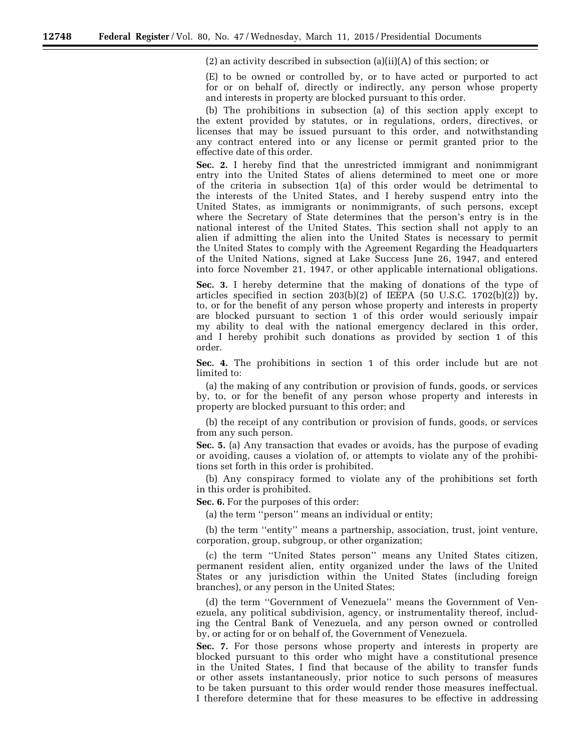(2) an activity described in subsection (a)(ii)(A) of this section; or

(E) to be owned or controlled by, or to have acted or purported to act for or on behalf of, directly or indirectly, any person whose property and interests in property are blocked pursuant to this order.

(b) The prohibitions in subsection (a) of this section apply except to the extent provided by statutes, or in regulations, orders, directives, or licenses that may be issued pursuant to this order, and notwithstanding any contract entered into or any license or permit granted prior to the effective date of this order.

**Sec. 2.** I hereby find that the unrestricted immigrant and nonimmigrant entry into the United States of aliens determined to meet one or more of the criteria in subsection 1(a) of this order would be detrimental to the interests of the United States, and I hereby suspend entry into the United States, as immigrants or nonimmigrants, of such persons, except where the Secretary of State determines that the person's entry is in the national interest of the United States. This section shall not apply to an alien if admitting the alien into the United States is necessary to permit the United States to comply with the Agreement Regarding the Headquarters of the United Nations, signed at Lake Success June 26, 1947, and entered into force November 21, 1947, or other applicable international obligations.

**Sec. 3.** I hereby determine that the making of donations of the type of articles specified in section 203(b)(2) of IEEPA (50 U.S.C. 1702(b)(2)) by, to, or for the benefit of any person whose property and interests in property are blocked pursuant to section 1 of this order would seriously impair my ability to deal with the national emergency declared in this order, and I hereby prohibit such donations as provided by section 1 of this order.

**Sec. 4.** The prohibitions in section 1 of this order include but are not limited to:

(a) the making of any contribution or provision of funds, goods, or services by, to, or for the benefit of any person whose property and interests in property are blocked pursuant to this order; and

(b) the receipt of any contribution or provision of funds, goods, or services from any such person.

**Sec. 5.** (a) Any transaction that evades or avoids, has the purpose of evading or avoiding, causes a violation of, or attempts to violate any of the prohibitions set forth in this order is prohibited.

(b) Any conspiracy formed to violate any of the prohibitions set forth in this order is prohibited.

**Sec. 6.** For the purposes of this order:

(a) the term "person" means an individual or entity;

(b) the term "entity" means a partnership, association, trust, joint venture, corporation, group, subgroup, or other organization;

(c) the term "United States person" means any United States citizen, permanent resident alien, entity organized under the laws of the United States or any jurisdiction within the United States (including foreign branches), or any person in the United States;

(d) the term "Government of Venezuela" means the Government of Venezuela, any political subdivision, agency, or instrumentality thereof, including the Central Bank of Venezuela, and any person owned or controlled by, or acting for or on behalf of, the Government of Venezuela.

**Sec. 7.** For those persons whose property and interests in property are blocked pursuant to this order who might have a constitutional presence in the United States, I find that because of the ability to transfer funds or other assets instantaneously, prior notice to such persons of measures to be taken pursuant to this order would render those measures ineffectual. I therefore determine that for these measures to be effective in addressing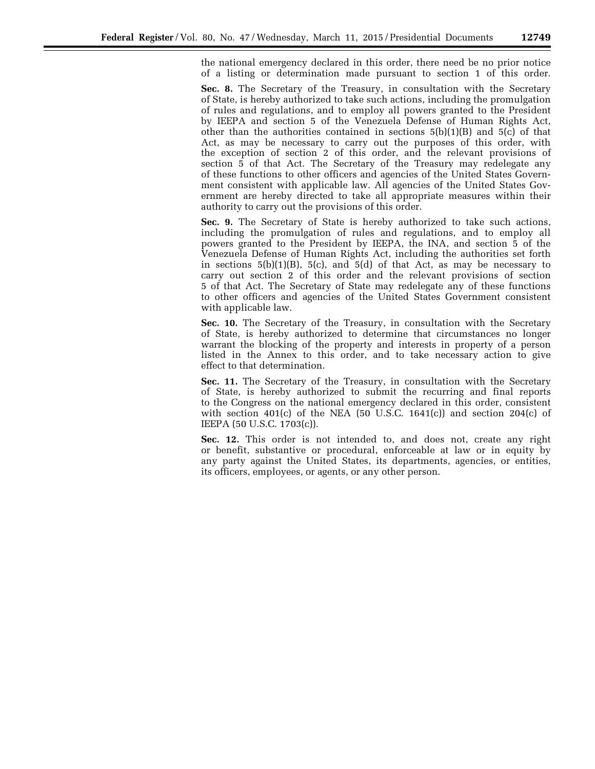the national emergency declared in this order, there need be no prior notice of a listing or determination made pursuant to section 1 of this order.

**Sec. 8.** The Secretary of the Treasury, in consultation with the Secretary of State, is hereby authorized to take such actions, including the promulgation of rules and regulations, and to employ all powers granted to the President by IEEPA and section 5 of the Venezuela Defense of Human Rights Act, other than the authorities contained in sections 5(b)(1)(B) and 5(c) of that Act, as may be necessary to carry out the purposes of this order, with the exception of section 2 of this order, and the relevant provisions of section 5 of that Act. The Secretary of the Treasury may redelegate any of these functions to other officers and agencies of the United States Government consistent with applicable law. All agencies of the United States Government are hereby directed to take all appropriate measures within their authority to carry out the provisions of this order.

**Sec. 9.** The Secretary of State is hereby authorized to take such actions, including the promulgation of rules and regulations, and to employ all powers granted to the President by IEEPA, the INA, and section 5 of the Venezuela Defense of Human Rights Act, including the authorities set forth in sections 5(b)(1)(B), 5(c), and 5(d) of that Act, as may be necessary to carry out section 2 of this order and the relevant provisions of section 5 of that Act. The Secretary of State may redelegate any of these functions to other officers and agencies of the United States Government consistent with applicable law.

**Sec. 10.** The Secretary of the Treasury, in consultation with the Secretary of State, is hereby authorized to determine that circumstances no longer warrant the blocking of the property and interests in property of a person listed in the Annex to this order, and to take necessary action to give effect to that determination.

**Sec. 11.** The Secretary of the Treasury, in consultation with the Secretary of State, is hereby authorized to submit the recurring and final reports to the Congress on the national emergency declared in this order, consistent with section 401(c) of the NEA (50 U.S.C. 1641(c)) and section 204(c) of IEEPA (50 U.S.C. 1703(c)).

**Sec. 12.** This order is not intended to, and does not, create any right or benefit, substantive or procedural, enforceable at law or in equity by any party against the United States, its departments, agencies, or entities, its officers, employees, or agents, or any other person.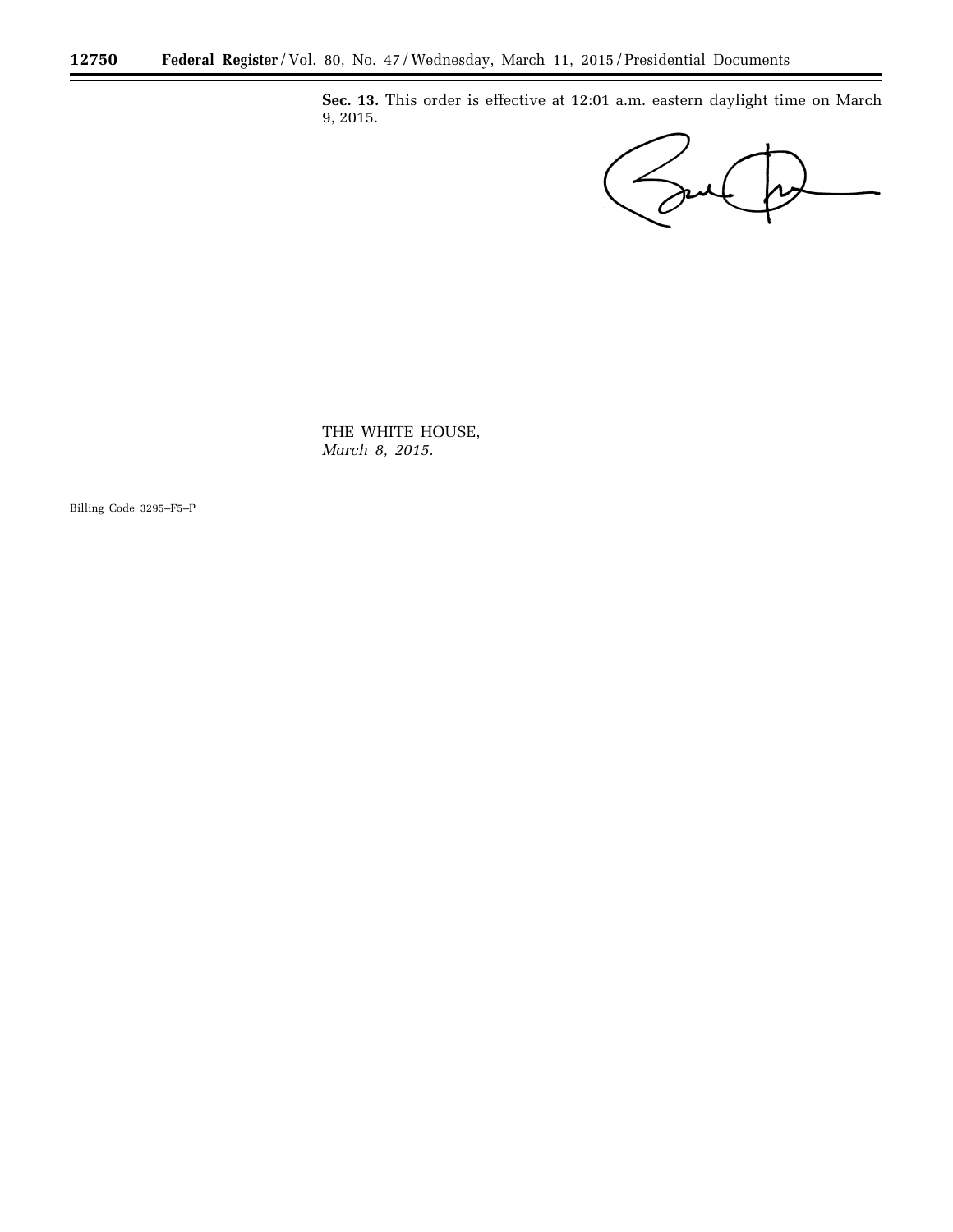**Sec. 13.** This order is effective at 12:01 a.m. eastern daylight time on March 9, 2015.

THE WHITE HOUSE,
*March 8, 2015.*

Billing Code 3295–F5–P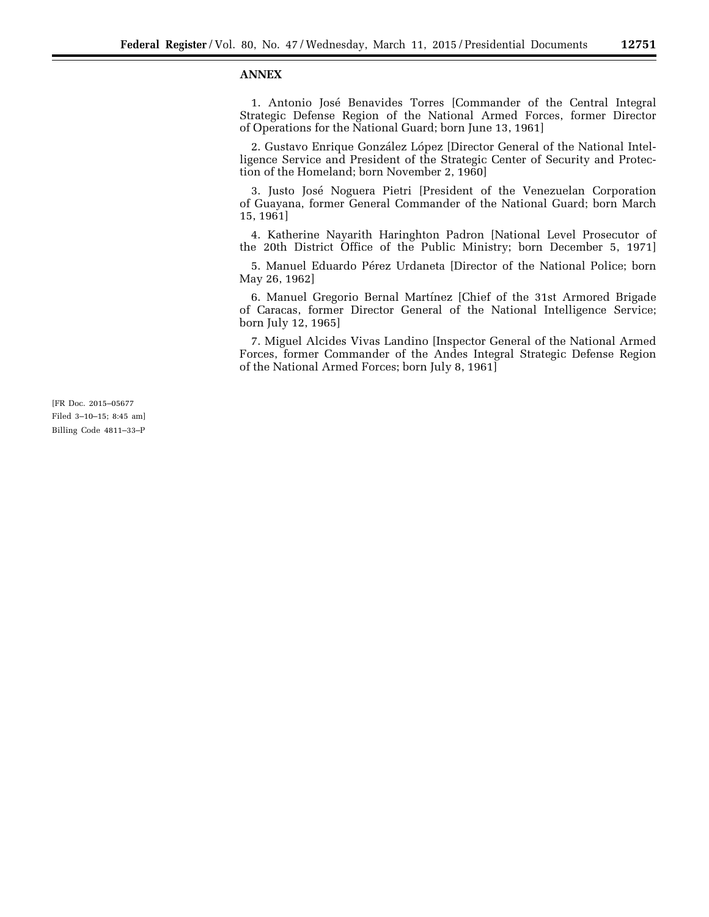## ANNEX

1. Antonio José Benavides Torres [Commander of the Central Integral Strategic Defense Region of the National Armed Forces, former Director of Operations for the National Guard; born June 13, 1961]

2. Gustavo Enrique González López [Director General of the National Intelligence Service and President of the Strategic Center of Security and Protection of the Homeland; born November 2, 1960]

3. Justo José Noguera Pietri [President of the Venezuelan Corporation of Guayana, former General Commander of the National Guard; born March 15, 1961]

4. Katherine Nayarith Haringhton Padron [National Level Prosecutor of the 20th District Office of the Public Ministry; born December 5, 1971]

5. Manuel Eduardo Pérez Urdaneta [Director of the National Police; born May 26, 1962]

6. Manuel Gregorio Bernal Martínez [Chief of the 31st Armored Brigade of Caracas, former Director General of the National Intelligence Service; born July 12, 1965]

7. Miguel Alcides Vivas Landino [Inspector General of the National Armed Forces, former Commander of the Andes Integral Strategic Defense Region of the National Armed Forces; born July 8, 1961]

[FR Doc. 2015–05677
Filed 3–10–15; 8:45 am]
Billing Code 4811–33–P